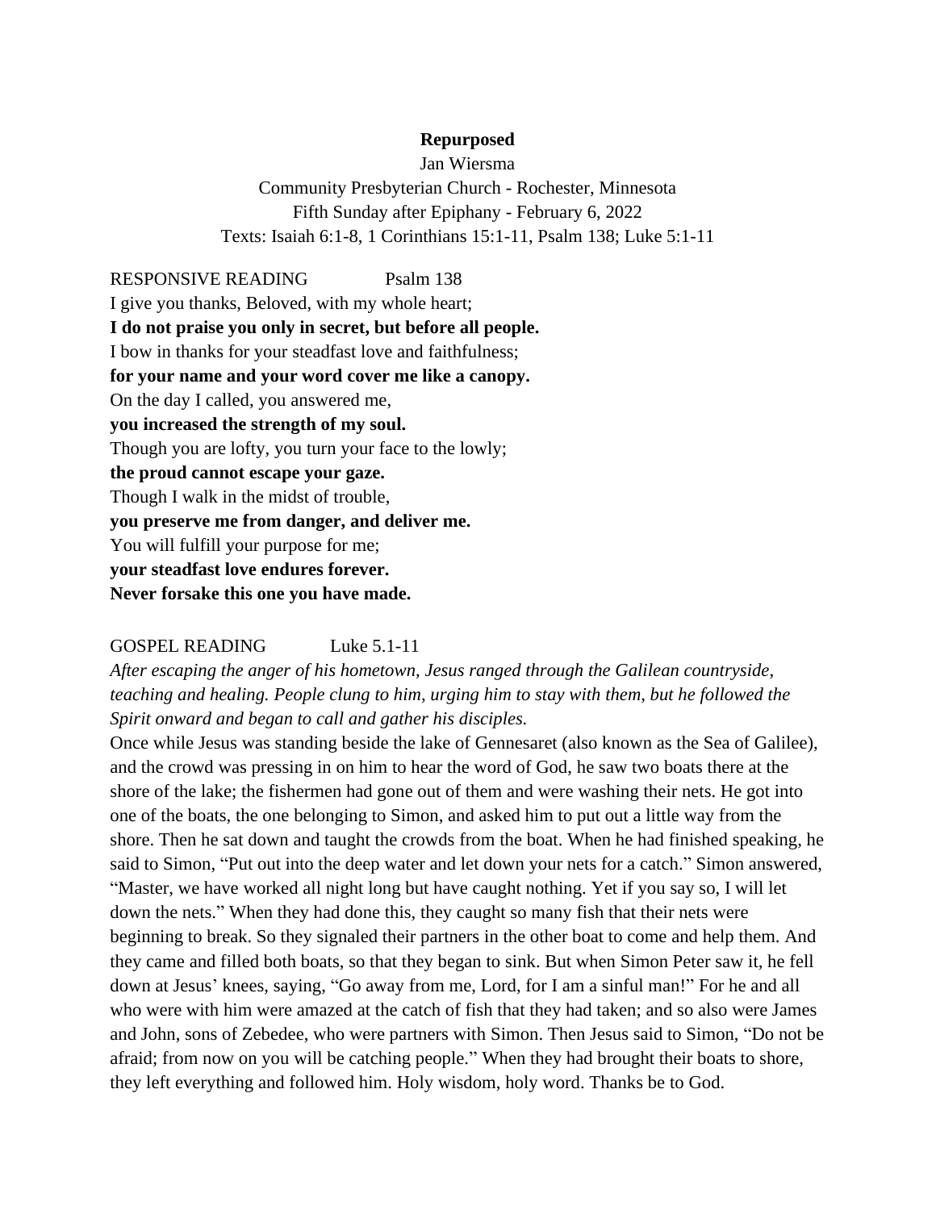# Repurposed

Jan Wiersma

Community Presbyterian Church - Rochester, Minnesota

Fifth Sunday after Epiphany - February 6, 2022

Texts: Isaiah 6:1-8, 1 Corinthians 15:1-11, Psalm 138; Luke 5:1-11

RESPONSIVE READING Psalm 138

I give you thanks, Beloved, with my whole heart;
**I do not praise you only in secret, but before all people.**
I bow in thanks for your steadfast love and faithfulness;
**for your name and your word cover me like a canopy.**
On the day I called, you answered me,
**you increased the strength of my soul.**
Though you are lofty, you turn your face to the lowly;
**the proud cannot escape your gaze.**
Though I walk in the midst of trouble,
**you preserve me from danger, and deliver me.**
You will fulfill your purpose for me;
**your steadfast love endures forever.**
**Never forsake this one you have made.**

GOSPEL READING Luke 5.1-11

*After escaping the anger of his hometown, Jesus ranged through the Galilean countryside, teaching and healing. People clung to him, urging him to stay with them, but he followed the Spirit onward and began to call and gather his disciples.*

Once while Jesus was standing beside the lake of Gennesaret (also known as the Sea of Galilee), and the crowd was pressing in on him to hear the word of God, he saw two boats there at the shore of the lake; the fishermen had gone out of them and were washing their nets. He got into one of the boats, the one belonging to Simon, and asked him to put out a little way from the shore. Then he sat down and taught the crowds from the boat. When he had finished speaking, he said to Simon, "Put out into the deep water and let down your nets for a catch." Simon answered, "Master, we have worked all night long but have caught nothing. Yet if you say so, I will let down the nets." When they had done this, they caught so many fish that their nets were beginning to break. So they signaled their partners in the other boat to come and help them. And they came and filled both boats, so that they began to sink. But when Simon Peter saw it, he fell down at Jesus' knees, saying, "Go away from me, Lord, for I am a sinful man!" For he and all who were with him were amazed at the catch of fish that they had taken; and so also were James and John, sons of Zebedee, who were partners with Simon. Then Jesus said to Simon, "Do not be afraid; from now on you will be catching people." When they had brought their boats to shore, they left everything and followed him. Holy wisdom, holy word. Thanks be to God.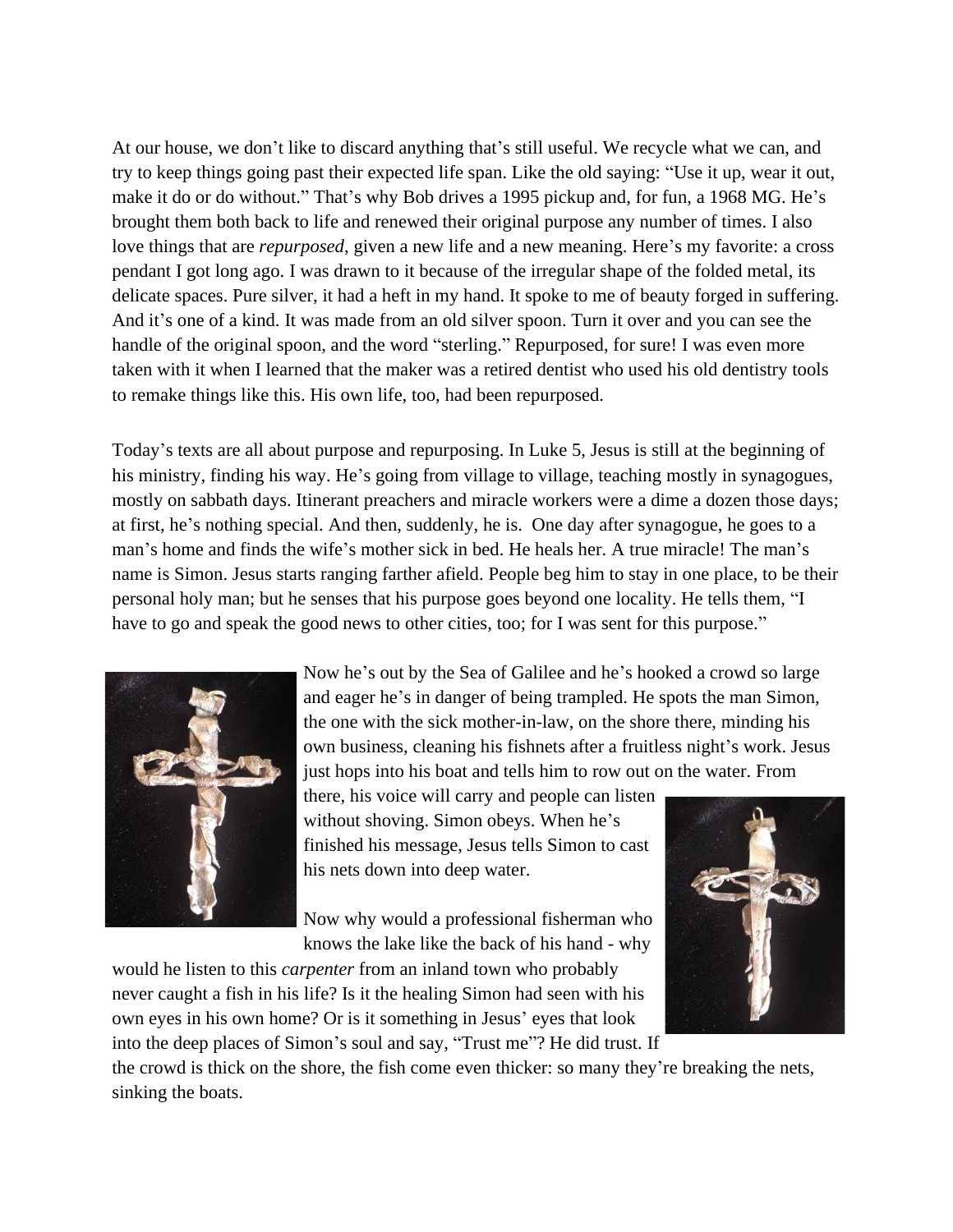At our house, we don't like to discard anything that's still useful. We recycle what we can, and try to keep things going past their expected life span. Like the old saying: "Use it up, wear it out, make it do or do without." That's why Bob drives a 1995 pickup and, for fun, a 1968 MG. He's brought them both back to life and renewed their original purpose any number of times. I also love things that are *repurposed*, given a new life and a new meaning. Here's my favorite: a cross pendant I got long ago. I was drawn to it because of the irregular shape of the folded metal, its delicate spaces. Pure silver, it had a heft in my hand. It spoke to me of beauty forged in suffering. And it's one of a kind. It was made from an old silver spoon. Turn it over and you can see the handle of the original spoon, and the word "sterling." Repurposed, for sure! I was even more taken with it when I learned that the maker was a retired dentist who used his old dentistry tools to remake things like this. His own life, too, had been repurposed.

Today's texts are all about purpose and repurposing. In Luke 5, Jesus is still at the beginning of his ministry, finding his way. He's going from village to village, teaching mostly in synagogues, mostly on sabbath days. Itinerant preachers and miracle workers were a dime a dozen those days; at first, he's nothing special. And then, suddenly, he is. One day after synagogue, he goes to a man's home and finds the wife's mother sick in bed. He heals her. A true miracle! The man's name is Simon. Jesus starts ranging farther afield. People beg him to stay in one place, to be their personal holy man; but he senses that his purpose goes beyond one locality. He tells them, "I have to go and speak the good news to other cities, too; for I was sent for this purpose."

Now he's out by the Sea of Galilee and he's hooked a crowd so large and eager he's in danger of being trampled. He spots the man Simon, the one with the sick mother-in-law, on the shore there, minding his own business, cleaning his fishnets after a fruitless night's work. Jesus just hops into his boat and tells him to row out on the water. From there, his voice will carry and people can listen without shoving. Simon obeys. When he's finished his message, Jesus tells Simon to cast his nets down into deep water.

Now why would a professional fisherman who knows the lake like the back of his hand - why would he listen to this *carpenter* from an inland town who probably never caught a fish in his life? Is it the healing Simon had seen with his own eyes in his own home? Or is it something in Jesus' eyes that look into the deep places of Simon's soul and say, "Trust me"? He did trust. If the crowd is thick on the shore, the fish come even thicker: so many they're breaking the nets, sinking the boats.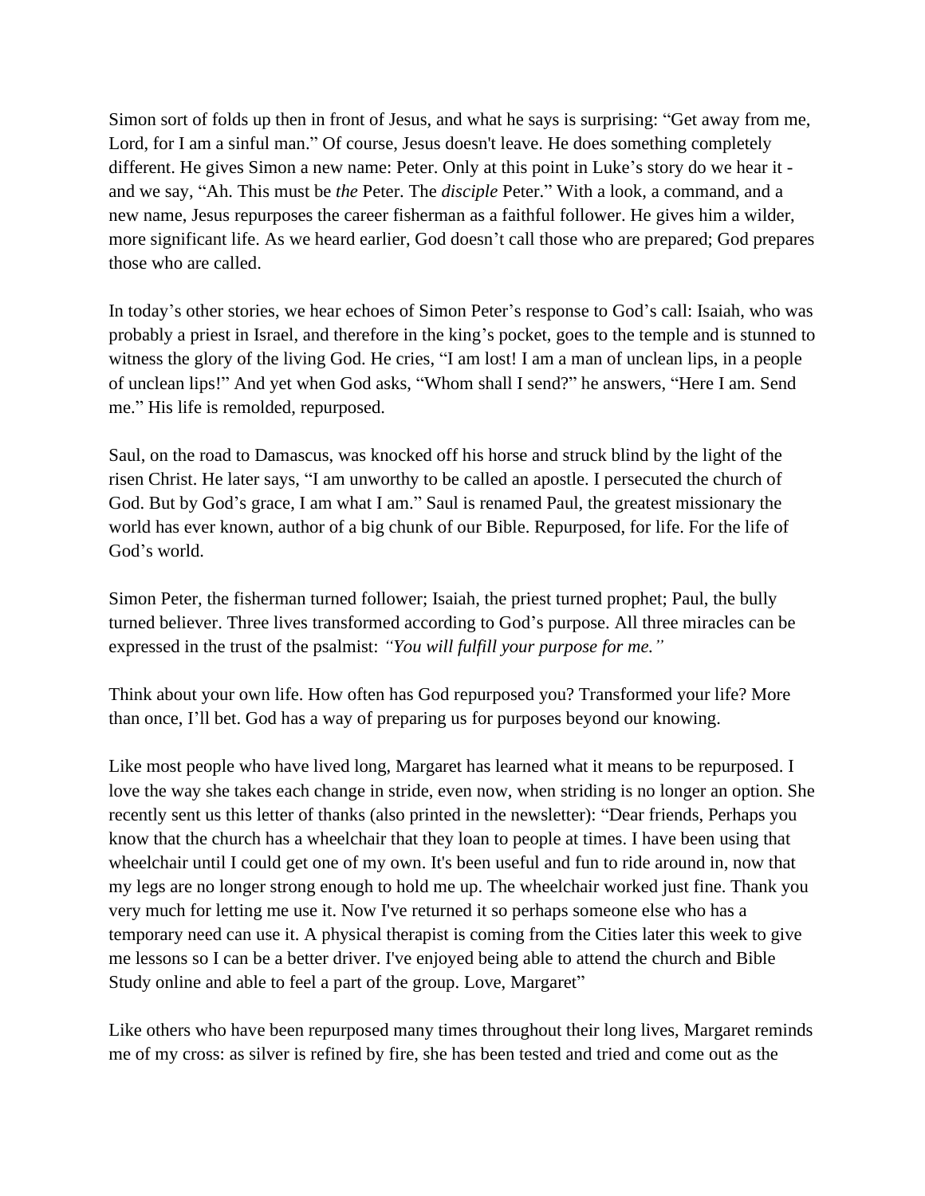Simon sort of folds up then in front of Jesus, and what he says is surprising: "Get away from me, Lord, for I am a sinful man." Of course, Jesus doesn't leave. He does something completely different. He gives Simon a new name: Peter. Only at this point in Luke's story do we hear it - and we say, "Ah. This must be *the* Peter. The *disciple* Peter." With a look, a command, and a new name, Jesus repurposes the career fisherman as a faithful follower. He gives him a wilder, more significant life. As we heard earlier, God doesn't call those who are prepared; God prepares those who are called.

In today's other stories, we hear echoes of Simon Peter's response to God's call: Isaiah, who was probably a priest in Israel, and therefore in the king's pocket, goes to the temple and is stunned to witness the glory of the living God. He cries, "I am lost! I am a man of unclean lips, in a people of unclean lips!" And yet when God asks, "Whom shall I send?" he answers, "Here I am. Send me." His life is remolded, repurposed.

Saul, on the road to Damascus, was knocked off his horse and struck blind by the light of the risen Christ. He later says, "I am unworthy to be called an apostle. I persecuted the church of God. But by God's grace, I am what I am." Saul is renamed Paul, the greatest missionary the world has ever known, author of a big chunk of our Bible. Repurposed, for life. For the life of God's world.

Simon Peter, the fisherman turned follower; Isaiah, the priest turned prophet; Paul, the bully turned believer. Three lives transformed according to God's purpose. All three miracles can be expressed in the trust of the psalmist: *"You will fulfill your purpose for me."*

Think about your own life. How often has God repurposed you? Transformed your life? More than once, I'll bet. God has a way of preparing us for purposes beyond our knowing.

Like most people who have lived long, Margaret has learned what it means to be repurposed. I love the way she takes each change in stride, even now, when striding is no longer an option. She recently sent us this letter of thanks (also printed in the newsletter): "Dear friends, Perhaps you know that the church has a wheelchair that they loan to people at times. I have been using that wheelchair until I could get one of my own. It's been useful and fun to ride around in, now that my legs are no longer strong enough to hold me up. The wheelchair worked just fine. Thank you very much for letting me use it. Now I've returned it so perhaps someone else who has a temporary need can use it. A physical therapist is coming from the Cities later this week to give me lessons so I can be a better driver. I've enjoyed being able to attend the church and Bible Study online and able to feel a part of the group. Love, Margaret"

Like others who have been repurposed many times throughout their long lives, Margaret reminds me of my cross: as silver is refined by fire, she has been tested and tried and come out as the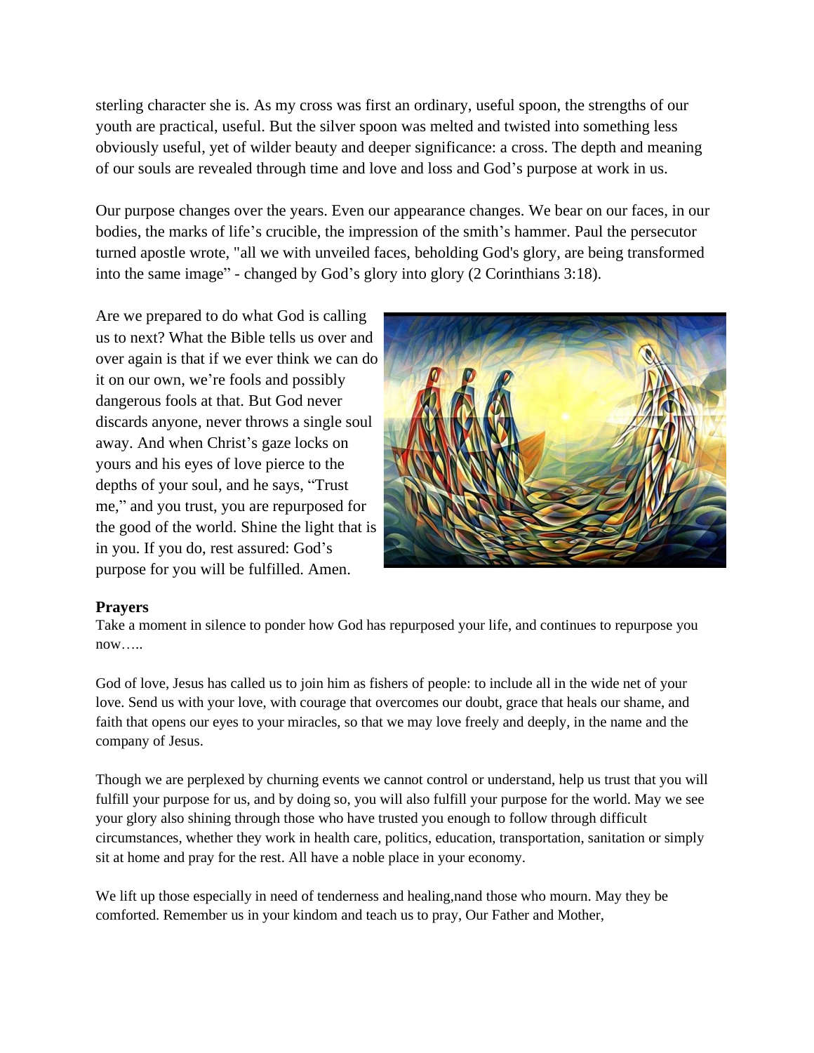sterling character she is. As my cross was first an ordinary, useful spoon, the strengths of our youth are practical, useful. But the silver spoon was melted and twisted into something less obviously useful, yet of wilder beauty and deeper significance: a cross. The depth and meaning of our souls are revealed through time and love and loss and God's purpose at work in us.

Our purpose changes over the years. Even our appearance changes. We bear on our faces, in our bodies, the marks of life's crucible, the impression of the smith's hammer. Paul the persecutor turned apostle wrote, "all we with unveiled faces, beholding God's glory, are being transformed into the same image" - changed by God's glory into glory (2 Corinthians 3:18).

Are we prepared to do what God is calling us to next? What the Bible tells us over and over again is that if we ever think we can do it on our own, we're fools and possibly dangerous fools at that. But God never discards anyone, never throws a single soul away. And when Christ's gaze locks on yours and his eyes of love pierce to the depths of your soul, and he says, "Trust me," and you trust, you are repurposed for the good of the world. Shine the light that is in you. If you do, rest assured: God's purpose for you will be fulfilled. Amen.

### Prayers

Take a moment in silence to ponder how God has repurposed your life, and continues to repurpose you now…..

God of love, Jesus has called us to join him as fishers of people: to include all in the wide net of your love. Send us with your love, with courage that overcomes our doubt, grace that heals our shame, and faith that opens our eyes to your miracles, so that we may love freely and deeply, in the name and the company of Jesus.

Though we are perplexed by churning events we cannot control or understand, help us trust that you will fulfill your purpose for us, and by doing so, you will also fulfill your purpose for the world. May we see your glory also shining through those who have trusted you enough to follow through difficult circumstances, whether they work in health care, politics, education, transportation, sanitation or simply sit at home and pray for the rest. All have a noble place in your economy.

We lift up those especially in need of tenderness and healing,nand those who mourn. May they be comforted. Remember us in your kindom and teach us to pray, Our Father and Mother,